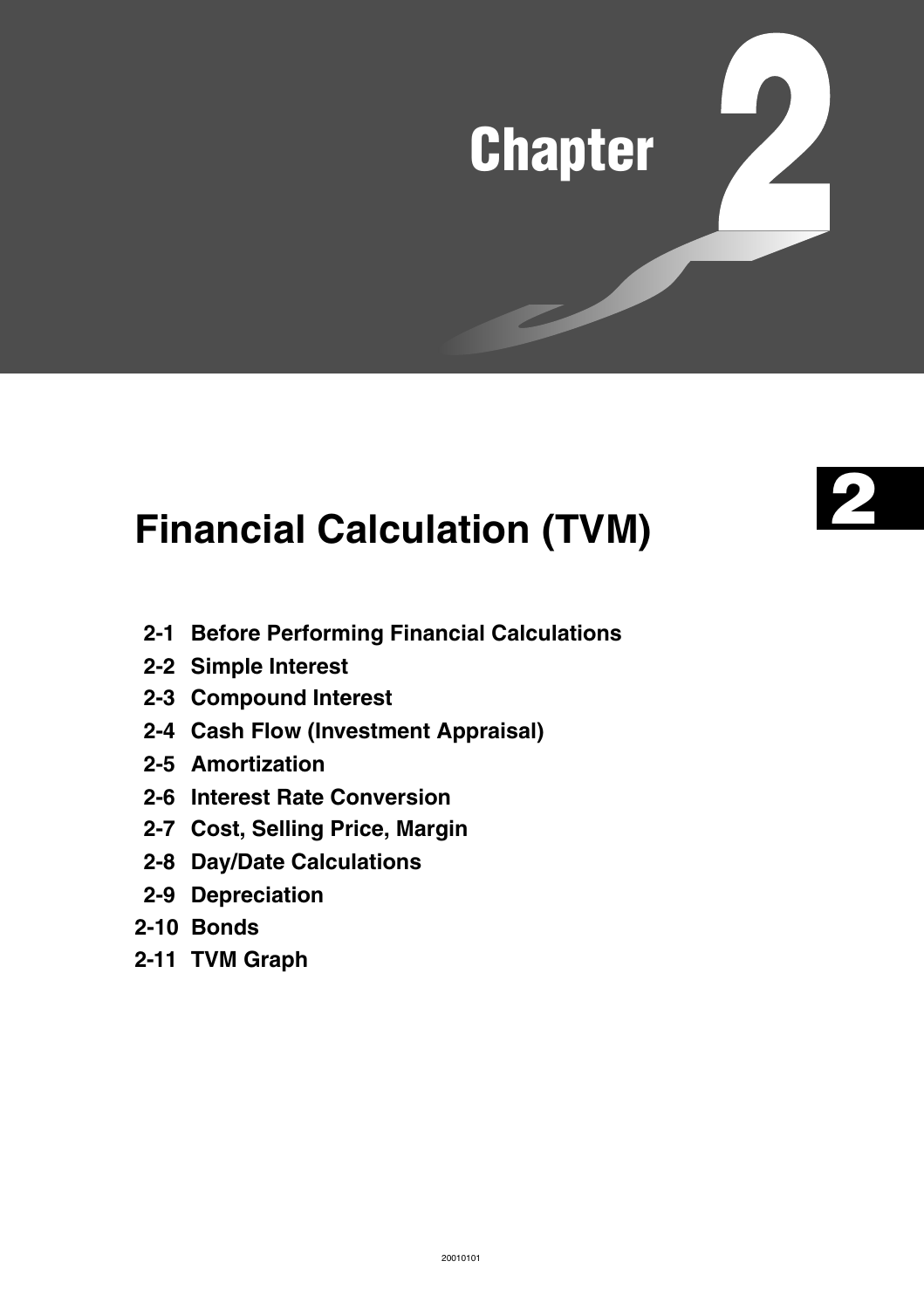# Chapter 2

## Financial Calculation (TVM)

2-1 Before Performing Financial Calculations
2-2 Simple Interest
2-3 Compound Interest
2-4 Cash Flow (Investment Appraisal)
2-5 Amortization
2-6 Interest Rate Conversion
2-7 Cost, Selling Price, Margin
2-8 Day/Date Calculations
2-9 Depreciation
2-10 Bonds
2-11 TVM Graph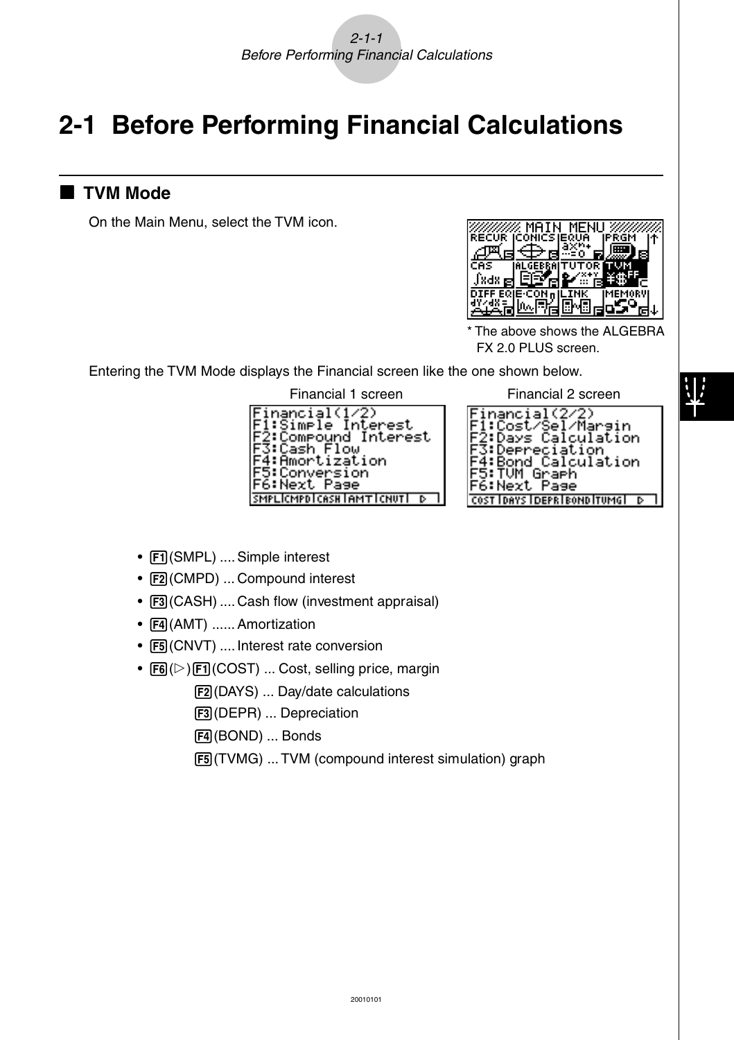# 2-1 Before Performing Financial Calculations

## ■ TVM Mode

On the Main Menu, select the TVM icon.

\* The above shows the ALGEBRA FX 2.0 PLUS screen.

Entering the TVM Mode displays the Financial screen like the one shown below.

Financial 1 screen

Financial 2 screen

- F1(SMPL) .... Simple interest
- F2(CMPD) ... Compound interest
- F3(CASH) .... Cash flow (investment appraisal)
- F4(AMT) ...... Amortization
- F5(CNVT) .... Interest rate conversion
- F6(▷) F1(COST) ... Cost, selling price, margin
  - F2(DAYS) ... Day/date calculations
  - F3(DEPR) ... Depreciation
  - F4(BOND) ... Bonds
  - F5(TVMG) ... TVM (compound interest simulation) graph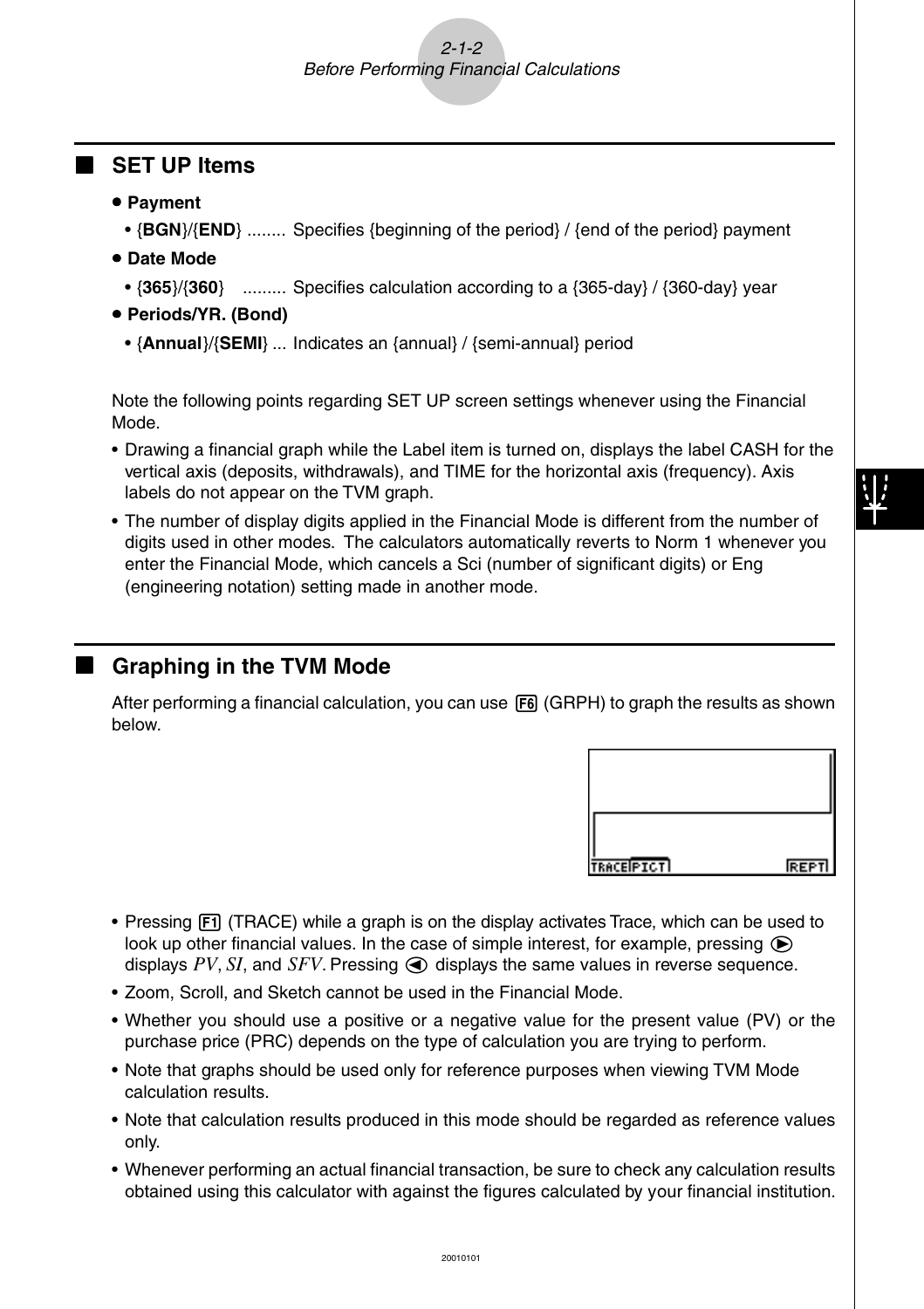## SET UP Items

- **Payment**
  - {**BGN**}/{**END**} ........ Specifies {beginning of the period} / {end of the period} payment
- **Date Mode**
  - {**365**}/{**360**} ......... Specifies calculation according to a {365-day} / {360-day} year
- **Periods/YR. (Bond)**
  - {**Annual**}/{**SEMI**} ... Indicates an {annual} / {semi-annual} period

Note the following points regarding SET UP screen settings whenever using the Financial Mode.

- Drawing a financial graph while the Label item is turned on, displays the label CASH for the vertical axis (deposits, withdrawals), and TIME for the horizontal axis (frequency). Axis labels do not appear on the TVM graph.
- The number of display digits applied in the Financial Mode is different from the number of digits used in other modes. The calculators automatically reverts to Norm 1 whenever you enter the Financial Mode, which cancels a Sci (number of significant digits) or Eng (engineering notation) setting made in another mode.

## Graphing in the TVM Mode

After performing a financial calculation, you can use F6 (GRPH) to graph the results as shown below.

- Pressing F1 (TRACE) while a graph is on the display activates Trace, which can be used to look up other financial values. In the case of simple interest, for example, pressing ▶ displays *PV*, *SI*, and *SFV*. Pressing ◀ displays the same values in reverse sequence.
- Zoom, Scroll, and Sketch cannot be used in the Financial Mode.
- Whether you should use a positive or a negative value for the present value (PV) or the purchase price (PRC) depends on the type of calculation you are trying to perform.
- Note that graphs should be used only for reference purposes when viewing TVM Mode calculation results.
- Note that calculation results produced in this mode should be regarded as reference values only.
- Whenever performing an actual financial transaction, be sure to check any calculation results obtained using this calculator with against the figures calculated by your financial institution.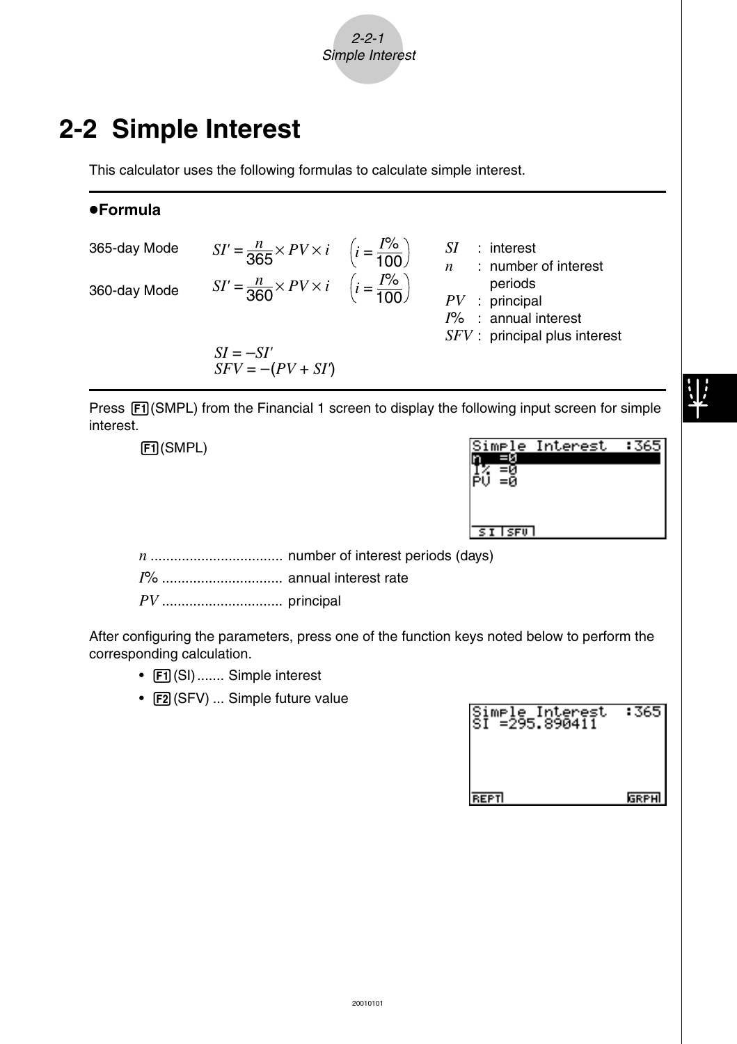# 2-2 Simple Interest

This calculator uses the following formulas to calculate simple interest.

**●Formula**

365-day Mode $SI' = \frac{n}{365} \times PV \times i \quad \left(i = \frac{I\%}{100}\right)$

360-day Mode $SI' = \frac{n}{360} \times PV \times i \quad \left(i = \frac{I\%}{100}\right)$

$SI = -SI'$

$SFV = -(PV + SI')$

- $SI$ : interest
- $n$ : number of interest periods
- $PV$ : principal
- $I\%$ : annual interest
- $SFV$ : principal plus interest

Press F1(SMPL) from the Financial 1 screen to display the following input screen for simple interest.

F1(SMPL)

```
Simple Interest  :365
n  =0
I% =0
PV =0

 SI | SFV
```

$n$ .................................. number of interest periods (days)

$I\%$ ............................... annual interest rate

$PV$ ............................... principal

After configuring the parameters, press one of the function keys noted below to perform the corresponding calculation.

- F1(SI) ....... Simple interest
- F2(SFV) ... Simple future value

```
Simple Interest  :365
SI =295.890411

REPT              GRPH
```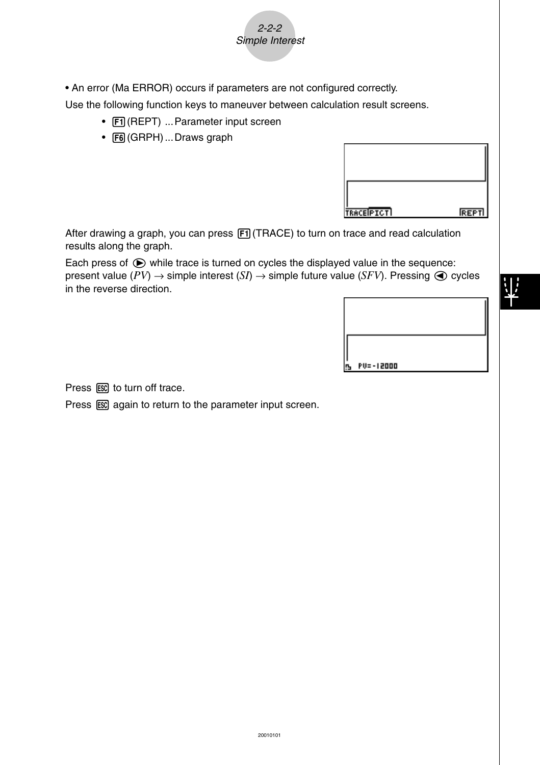• An error (Ma ERROR) occurs if parameters are not configured correctly.

Use the following function keys to maneuver between calculation result screens.

- F1 (REPT) ... Parameter input screen
- F6 (GRPH) ... Draws graph

After drawing a graph, you can press F1 (TRACE) to turn on trace and read calculation results along the graph.

Each press of ▶ while trace is turned on cycles the displayed value in the sequence: present value (*PV*) → simple interest (*SI*) → simple future value (*SFV*). Pressing ◀ cycles in the reverse direction.

Press ESC to turn off trace.

Press ESC again to return to the parameter input screen.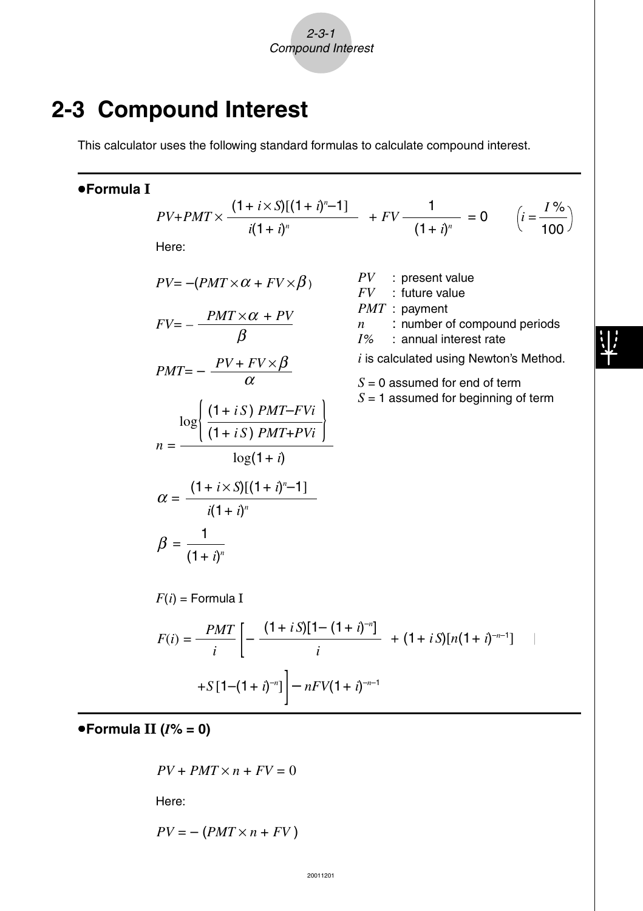# 2-3 Compound Interest

This calculator uses the following standard formulas to calculate compound interest.

**•Formula I**

$$PV + PMT \times \frac{(1 + i \times S)[(1 + i)^n - 1]}{i(1 + i)^n} + FV \frac{1}{(1 + i)^n} = 0 \qquad \left(i = \frac{I\%}{100}\right)$$

Here:

$$PV = -(PMT \times \alpha + FV \times \beta)$$

$$FV = -\frac{PMT \times \alpha + PV}{\beta}$$

$$PMT = -\frac{PV + FV \times \beta}{\alpha}$$

$$n = \frac{\log\left\{\dfrac{(1 + iS)\,PMT - FVi}{(1 + iS)\,PMT + PVi}\right\}}{\log(1 + i)}$$

$$\alpha = \frac{(1 + i \times S)[(1 + i)^n - 1]}{i(1 + i)^n}$$

$$\beta = \frac{1}{(1 + i)^n}$$

$PV$ : present value
$FV$ : future value
$PMT$ : payment
$n$ : number of compound periods
$I\%$ : annual interest rate

$i$ is calculated using Newton's Method.

$S$ = 0 assumed for end of term
$S$ = 1 assumed for beginning of term

$F(i)$ = Formula I

$$F(i) = \frac{PMT}{i}\left[-\frac{(1 + iS)[1 - (1 + i)^{-n}]}{i} + (1 + iS)[n(1 + i)^{-n-1}] + S[1 - (1 + i)^{-n}]\right] - nFV(1 + i)^{-n-1}$$

**•Formula II ($I\%$ = 0)**

$$PV + PMT \times n + FV = 0$$

Here:

$$PV = -(PMT \times n + FV)$$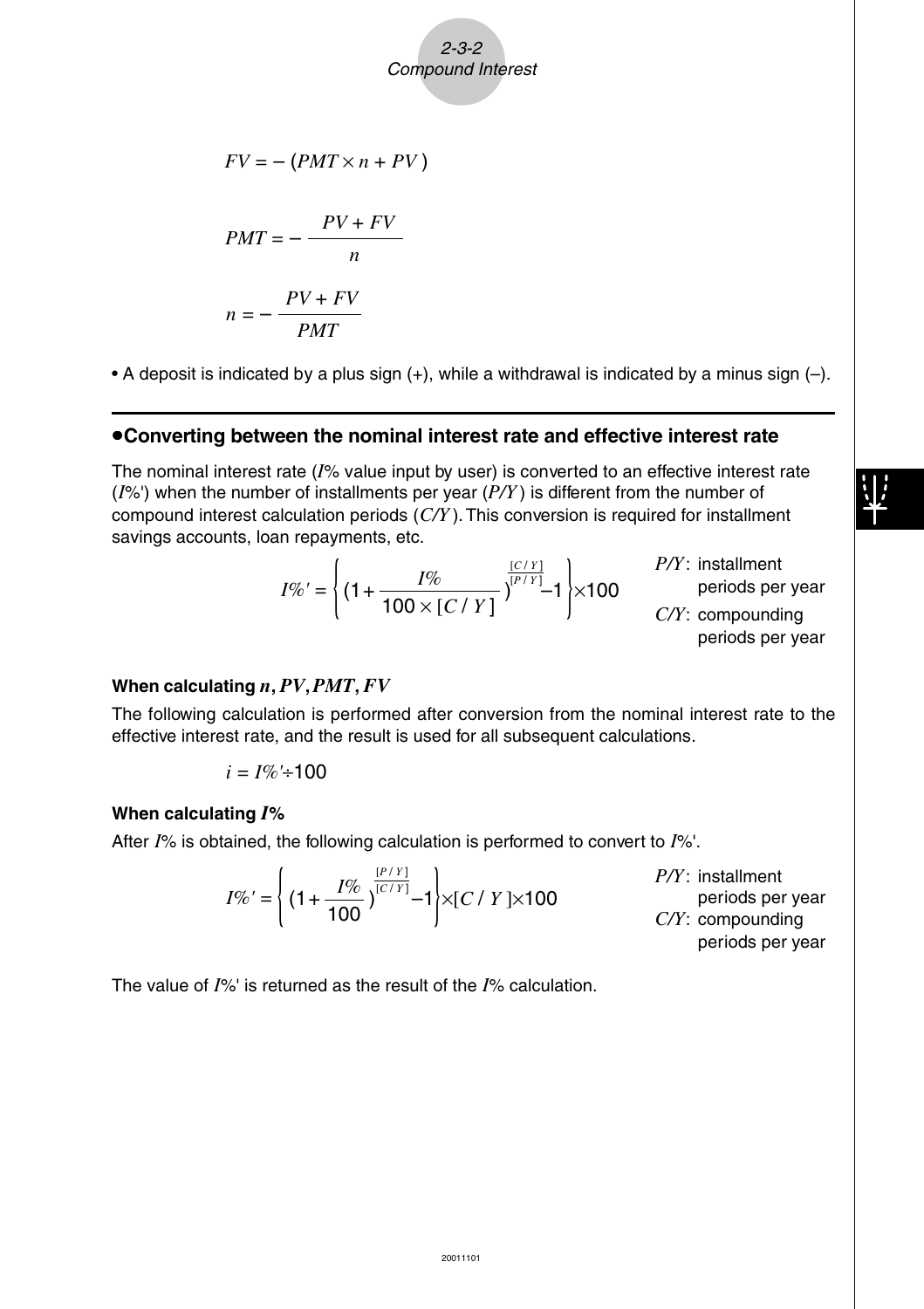$$FV = -(PMT \times n + PV)$$

$$PMT = -\frac{PV + FV}{n}$$

$$n = -\frac{PV + FV}{PMT}$$

• A deposit is indicated by a plus sign (+), while a withdrawal is indicated by a minus sign (–).

### •Converting between the nominal interest rate and effective interest rate

The nominal interest rate ($I$% value input by user) is converted to an effective interest rate ($I$%') when the number of installments per year ($P/Y$) is different from the number of compound interest calculation periods ($C/Y$). This conversion is required for installment savings accounts, loan repayments, etc.

$$I\%' = \left\{ \left(1 + \frac{I\%}{100 \times [C/Y]}\right)^{\frac{[C/Y]}{[P/Y]}} - 1 \right\} \times 100$$

$P/Y$: installment periods per year
$C/Y$: compounding periods per year

**When calculating $n$, $PV$, $PMT$, $FV$**

The following calculation is performed after conversion from the nominal interest rate to the effective interest rate, and the result is used for all subsequent calculations.

$$i = I\%' \div 100$$

**When calculating $I$%**

After $I$% is obtained, the following calculation is performed to convert to $I$%'.

$$I\%' = \left\{ \left(1 + \frac{I\%}{100}\right)^{\frac{[P/Y]}{[C/Y]}} - 1 \right\} \times [C/Y] \times 100$$

$P/Y$: installment periods per year
$C/Y$: compounding periods per year

The value of $I$%' is returned as the result of the $I$% calculation.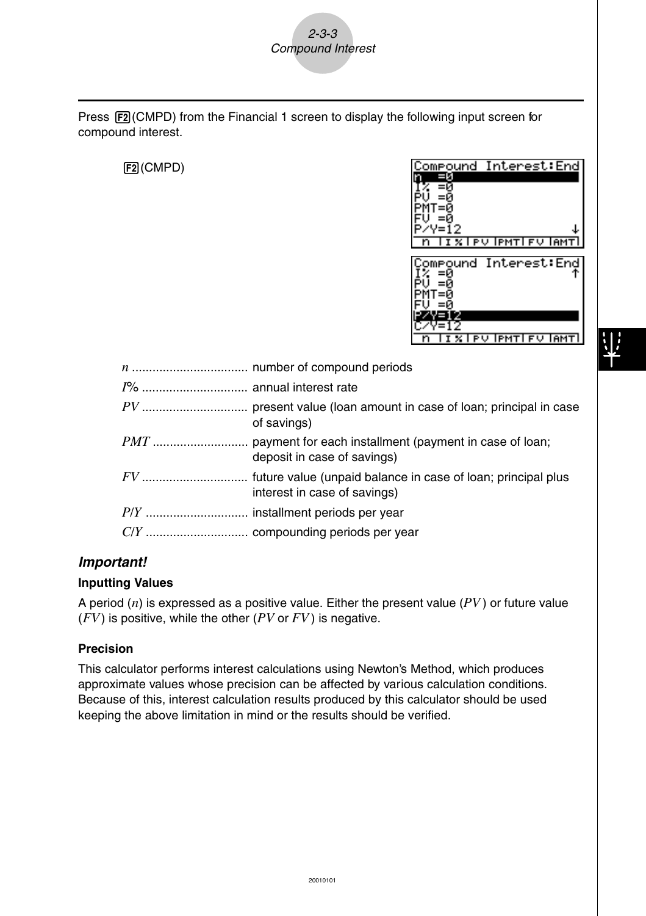Press F2(CMPD) from the Financial 1 screen to display the following input screen for compound interest.

F2(CMPD)

$n$ .................................. number of compound periods

$I$% ............................... annual interest rate

$PV$ ............................... present value (loan amount in case of loan; principal in case of savings)

$PMT$ ............................ payment for each installment (payment in case of loan; deposit in case of savings)

$FV$ ............................... future value (unpaid balance in case of loan; principal plus interest in case of savings)

$P/Y$ .............................. installment periods per year

$C/Y$ .............................. compounding periods per year

***Important!***

**Inputting Values**

A period ($n$) is expressed as a positive value. Either the present value ($PV$) or future value ($FV$) is positive, while the other ($PV$ or $FV$) is negative.

**Precision**

This calculator performs interest calculations using Newton's Method, which produces approximate values whose precision can be affected by various calculation conditions. Because of this, interest calculation results produced by this calculator should be used keeping the above limitation in mind or the results should be verified.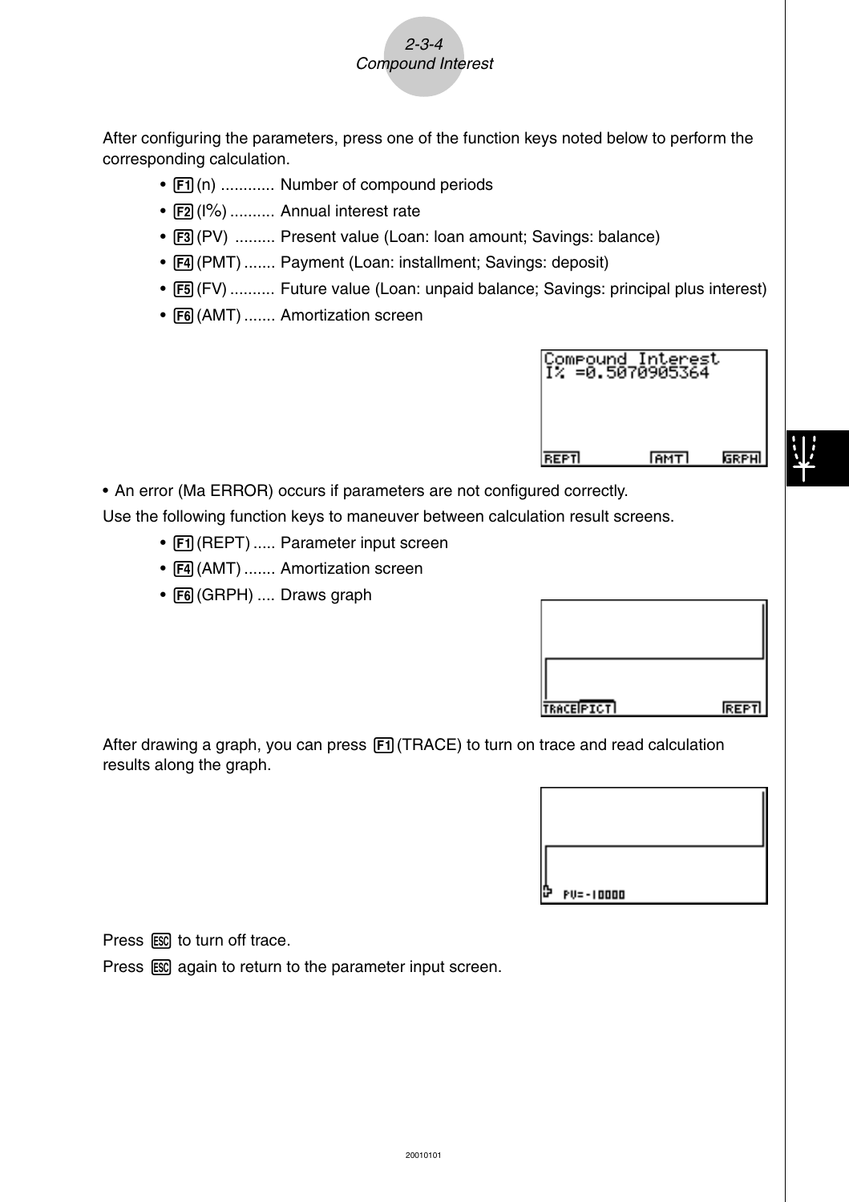After configuring the parameters, press one of the function keys noted below to perform the corresponding calculation.

- F1 (n) ............ Number of compound periods
- F2 (I%) .......... Annual interest rate
- F3 (PV) ......... Present value (Loan: loan amount; Savings: balance)
- F4 (PMT) ....... Payment (Loan: installment; Savings: deposit)
- F5 (FV) .......... Future value (Loan: unpaid balance; Savings: principal plus interest)
- F6 (AMT) ....... Amortization screen

- An error (Ma ERROR) occurs if parameters are not configured correctly.

Use the following function keys to maneuver between calculation result screens.

- F1 (REPT) ..... Parameter input screen
- F4 (AMT) ....... Amortization screen
- F6 (GRPH) .... Draws graph

After drawing a graph, you can press F1 (TRACE) to turn on trace and read calculation results along the graph.

Press ESC to turn off trace.

Press ESC again to return to the parameter input screen.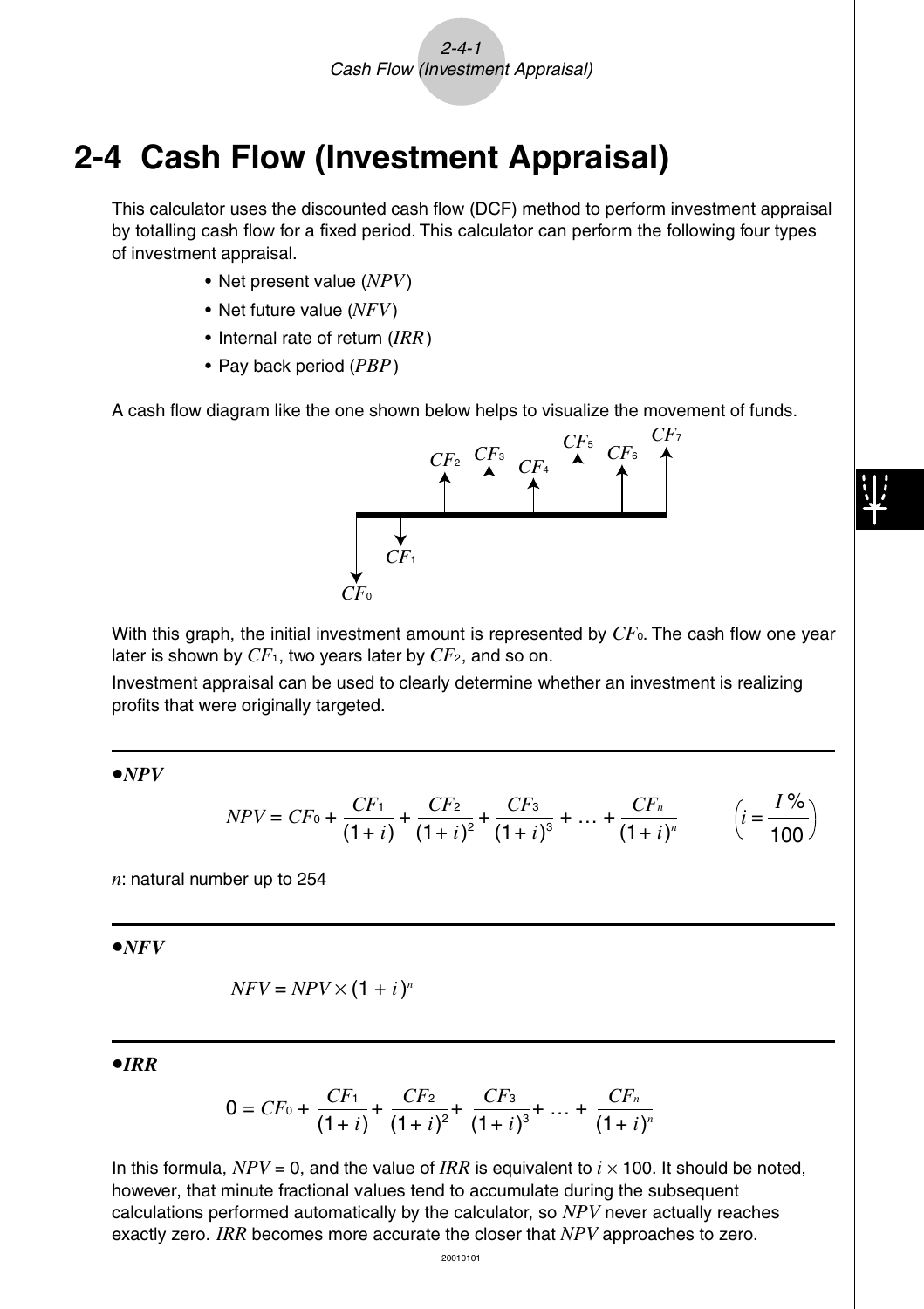# 2-4 Cash Flow (Investment Appraisal)

This calculator uses the discounted cash flow (DCF) method to perform investment appraisal by totalling cash flow for a fixed period. This calculator can perform the following four types of investment appraisal.

- Net present value ($NPV$)
- Net future value ($NFV$)
- Internal rate of return ($IRR$)
- Pay back period ($PBP$)

A cash flow diagram like the one shown below helps to visualize the movement of funds.

With this graph, the initial investment amount is represented by $CF_0$. The cash flow one year later is shown by $CF_1$, two years later by $CF_2$, and so on.

Investment appraisal can be used to clearly determine whether an investment is realizing profits that were originally targeted.

---

**•*NPV***

$$NPV = CF_0 + \frac{CF_1}{(1+i)} + \frac{CF_2}{(1+i)^2} + \frac{CF_3}{(1+i)^3} + \ldots + \frac{CF_n}{(1+i)^n} \qquad \left(i = \frac{I\%}{100}\right)$$

$n$: natural number up to 254

---

**•*NFV***

$$NFV = NPV \times (1+i)^n$$

---

**•*IRR***

$$0 = CF_0 + \frac{CF_1}{(1+i)} + \frac{CF_2}{(1+i)^2} + \frac{CF_3}{(1+i)^3} + \ldots + \frac{CF_n}{(1+i)^n}$$

In this formula, $NPV = 0$, and the value of $IRR$ is equivalent to $i \times 100$. It should be noted, however, that minute fractional values tend to accumulate during the subsequent calculations performed automatically by the calculator, so $NPV$ never actually reaches exactly zero. $IRR$ becomes more accurate the closer that $NPV$ approaches to zero.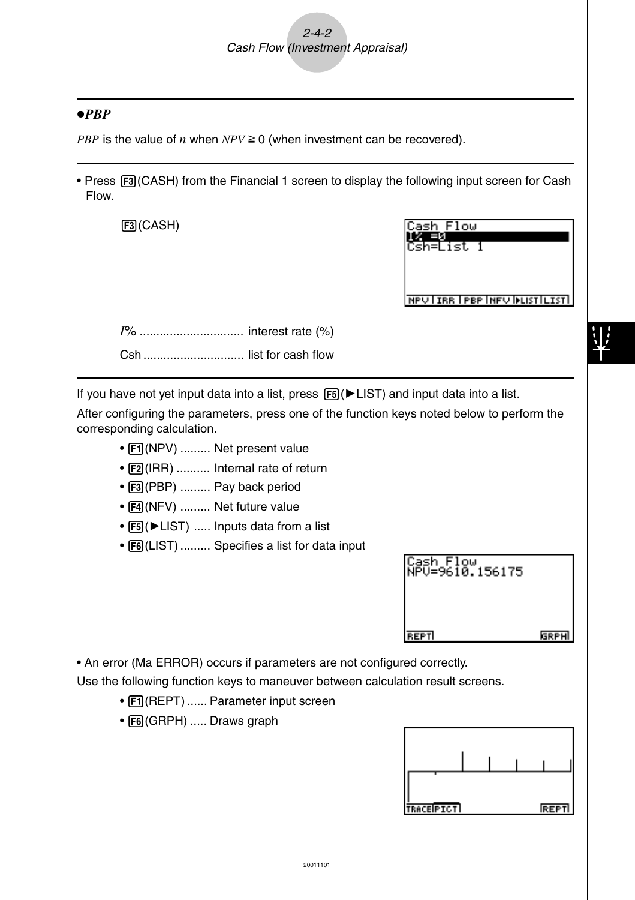### ●*PBP*

*PBP* is the value of $n$ when $NPV \geqq 0$ (when investment can be recovered).

---

- Press F3(CASH) from the Financial 1 screen to display the following input screen for Cash Flow.

F3(CASH)

*I*% ............................... interest rate (%)

Csh .............................. list for cash flow

---

If you have not yet input data into a list, press F5(►LIST) and input data into a list.

After configuring the parameters, press one of the function keys noted below to perform the corresponding calculation.

- F1(NPV) ......... Net present value
- F2(IRR) .......... Internal rate of return
- F3(PBP) ......... Pay back period
- F4(NFV) ......... Net future value
- F5(►LIST) ..... Inputs data from a list
- F6(LIST) ......... Specifies a list for data input

- An error (Ma ERROR) occurs if parameters are not configured correctly.

Use the following function keys to maneuver between calculation result screens.

- F1(REPT) ...... Parameter input screen
- F6(GRPH) ..... Draws graph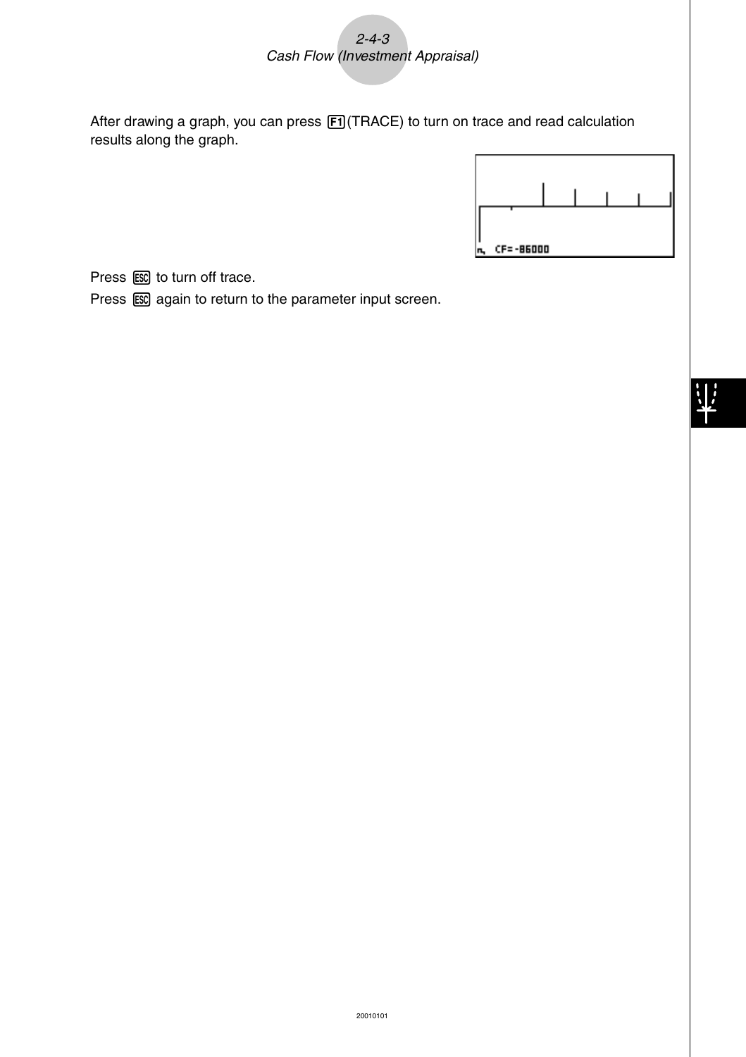After drawing a graph, you can press F1(TRACE) to turn on trace and read calculation results along the graph.

Press ESC to turn off trace.

Press ESC again to return to the parameter input screen.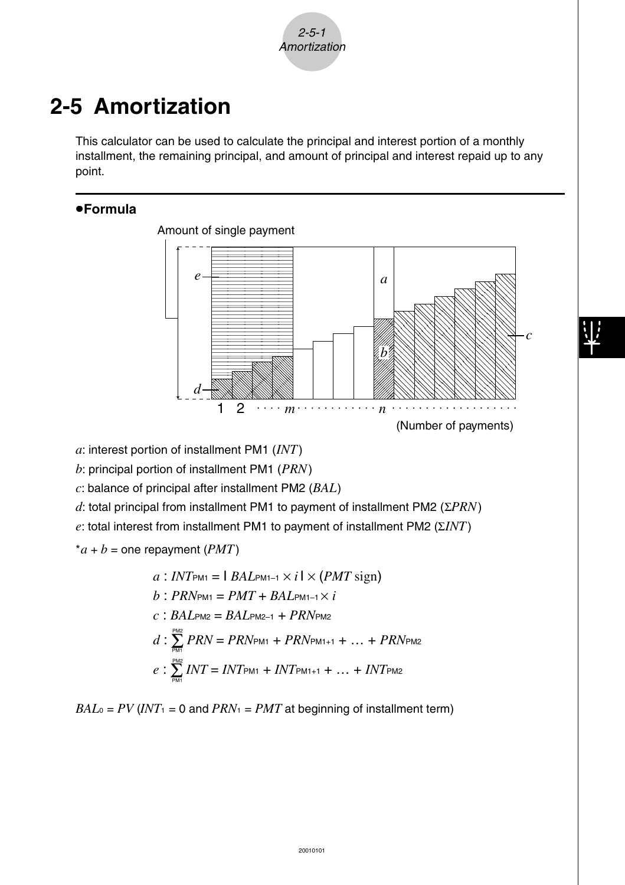# 2-5 Amortization

This calculator can be used to calculate the principal and interest portion of a monthly installment, the remaining principal, and amount of principal and interest repaid up to any point.

## •Formula

Amount of single payment

(Number of payments)

*a*: interest portion of installment PM1 (*INT*)

*b*: principal portion of installment PM1 (*PRN*)

*c*: balance of principal after installment PM2 (*BAL*)

*d*: total principal from installment PM1 to payment of installment PM2 ($\Sigma PRN$)

*e*: total interest from installment PM1 to payment of installment PM2 ($\Sigma INT$)

*$a + b$ = one repayment (*PMT*)

$$a : INT_{\text{PM1}} = \mathrm{I}\ BAL_{\text{PM1}-1} \times i\ \mathrm{I} \times (PMT \text{ sign})$$

$$b : PRN_{\text{PM1}} = PMT + BAL_{\text{PM1}-1} \times i$$

$$c : BAL_{\text{PM2}} = BAL_{\text{PM2}-1} + PRN_{\text{PM2}}$$

$$d : \sum_{\text{PM1}}^{\text{PM2}} PRN = PRN_{\text{PM1}} + PRN_{\text{PM1}+1} + \ldots + PRN_{\text{PM2}}$$

$$e : \sum_{\text{PM1}}^{\text{PM2}} INT = INT_{\text{PM1}} + INT_{\text{PM1}+1} + \ldots + INT_{\text{PM2}}$$

$BAL_0 = PV$ ($INT_1 = 0$ and $PRN_1 = PMT$ at beginning of installment term)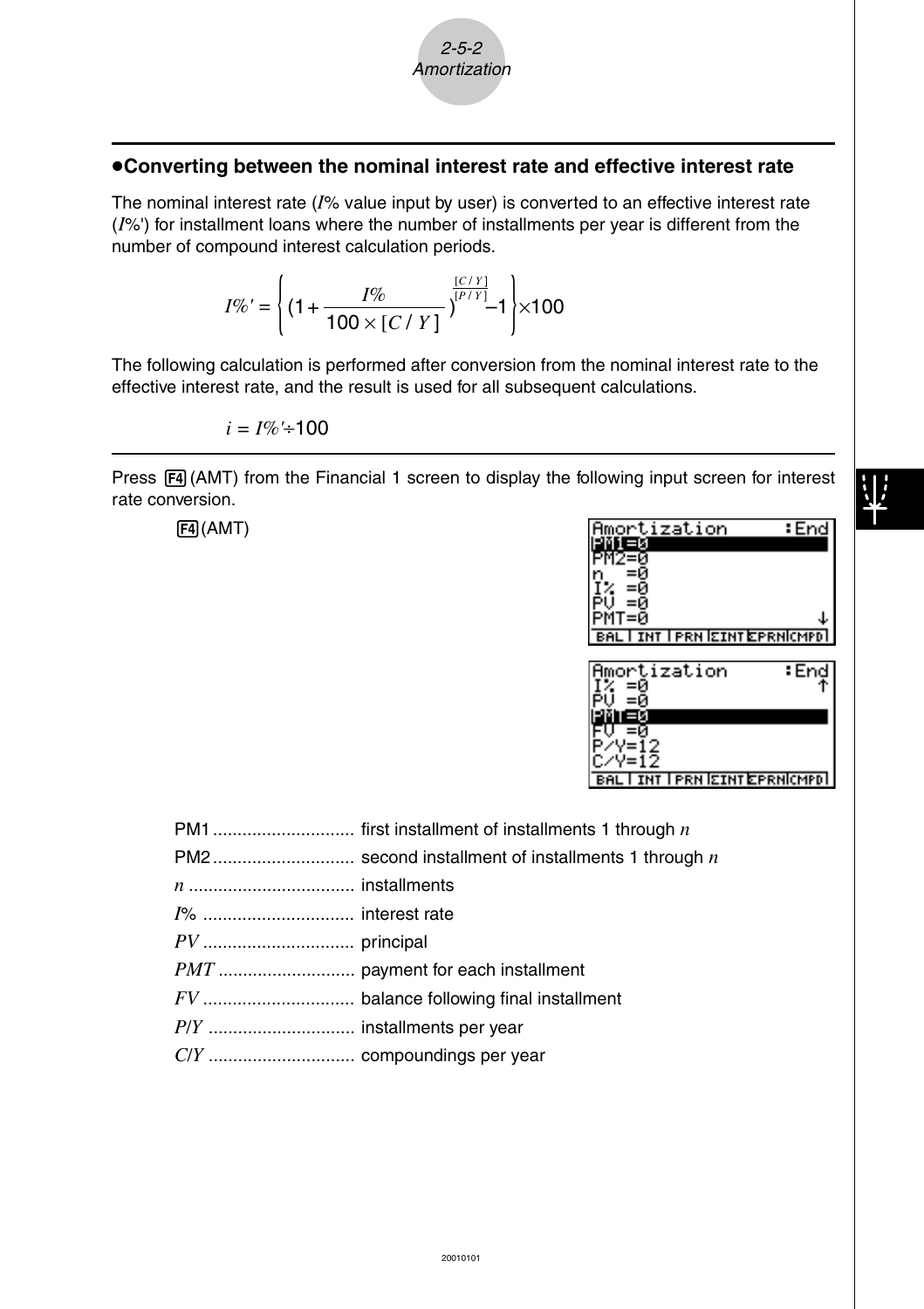## •Converting between the nominal interest rate and effective interest rate

The nominal interest rate ($I$% value input by user) is converted to an effective interest rate ($I$%') for installment loans where the number of installments per year is different from the number of compound interest calculation periods.

$$I\%' = \left\{ \left(1 + \frac{I\%}{100 \times [C/Y]}\right)^{\frac{[C/Y]}{[P/Y]}} - 1 \right\} \times 100$$

The following calculation is performed after conversion from the nominal interest rate to the effective interest rate, and the result is used for all subsequent calculations.

$$i = I\%' \div 100$$

Press F4 (AMT) from the Financial 1 screen to display the following input screen for interest rate conversion.

F4 (AMT)

```
Amortization      :End
PM1=0
PM2=0
n  =0
I% =0
PV =0
PMT=0
BAL|INT|PRN|ΣINT|ΣPRN|CMPD
```

```
Amortization      :End
I% =0
PV =0
PMT=0
FV =0
P/Y=12
C/Y=12
BAL|INT|PRN|ΣINT|ΣPRN|CMPD
```

PM1 ............................. first installment of installments 1 through $n$

PM2 ............................. second installment of installments 1 through $n$

$n$ .................................. installments

$I$% ............................... interest rate

$PV$ ............................... principal

$PMT$ ............................ payment for each installment

$FV$ ............................... balance following final installment

$P/Y$ .............................. installments per year

$C/Y$ .............................. compoundings per year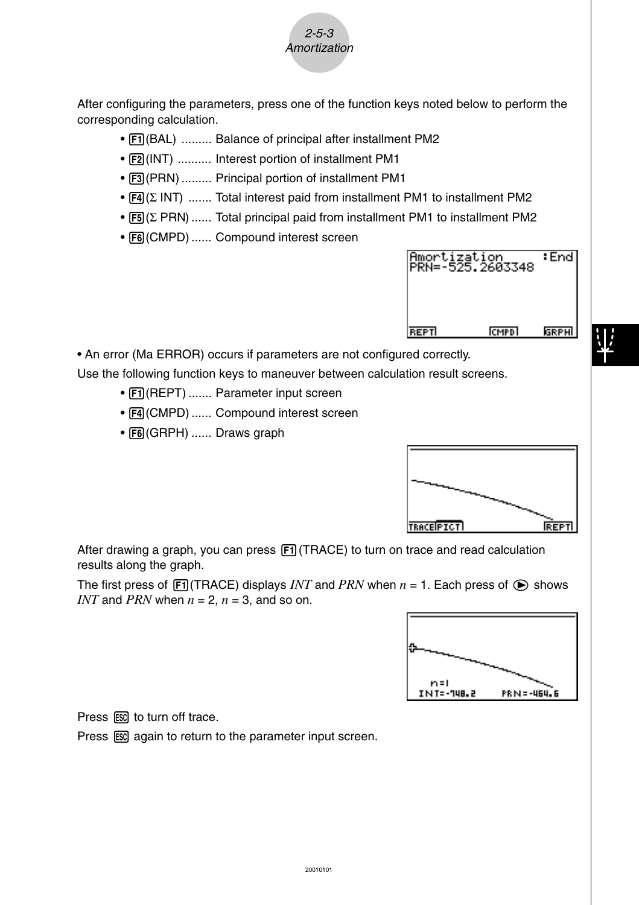After configuring the parameters, press one of the function keys noted below to perform the corresponding calculation.

- F1(BAL) ......... Balance of principal after installment PM2
- F2(INT) .......... Interest portion of installment PM1
- F3(PRN) ......... Principal portion of installment PM1
- F4(Σ INT) ....... Total interest paid from installment PM1 to installment PM2
- F5(Σ PRN) ...... Total principal paid from installment PM1 to installment PM2
- F6(CMPD) ...... Compound interest screen

- An error (Ma ERROR) occurs if parameters are not configured correctly.

Use the following function keys to maneuver between calculation result screens.

- F1(REPT) ....... Parameter input screen
- F4(CMPD) ...... Compound interest screen
- F6(GRPH) ...... Draws graph

After drawing a graph, you can press F1(TRACE) to turn on trace and read calculation results along the graph.

The first press of F1(TRACE) displays *INT* and *PRN* when $n = 1$. Each press of ▶ shows *INT* and *PRN* when $n = 2$, $n = 3$, and so on.

Press ESC to turn off trace.

Press ESC again to return to the parameter input screen.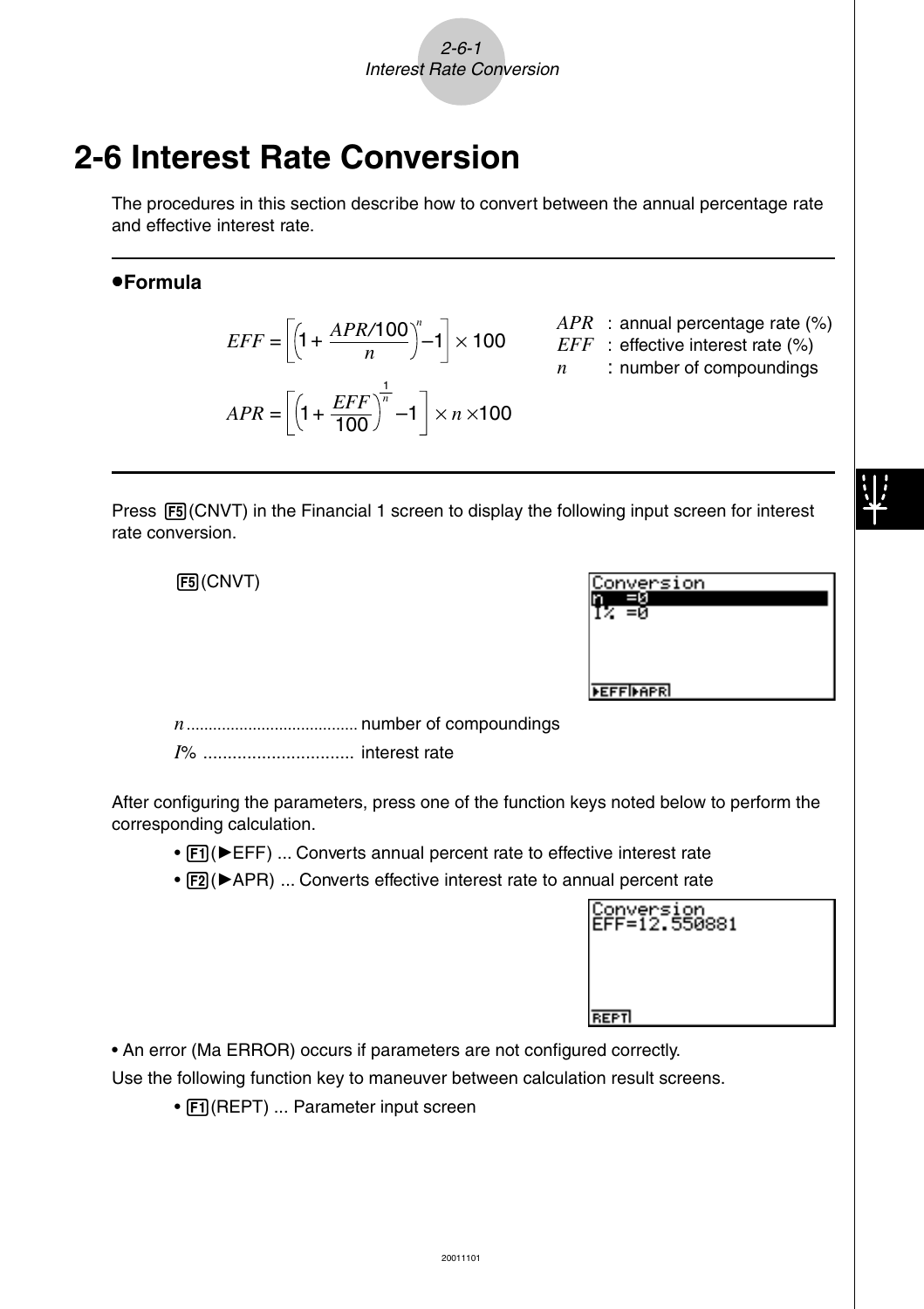// 2-6 Interest Rate Conversion

The procedures in this section describe how to convert between the annual percentage rate and effective interest rate.

**●Formula**

$$EFF = \left[\left(1 + \frac{APR/100}{n}\right)^{n} - 1\right] \times 100$$

$$APR = \left[\left(1 + \frac{EFF}{100}\right)^{\frac{1}{n}} - 1\right] \times n \times 100$$

$APR$ : annual percentage rate (%)
$EFF$ : effective interest rate (%)
$n$ : number of compoundings

Press F5(CNVT) in the Financial 1 screen to display the following input screen for interest rate conversion.

F5(CNVT)

```
Conversion
n  =0
I% =0

▶EFF ▶APR
```

$n$ ...................................... number of compoundings

$I$% .............................. interest rate

After configuring the parameters, press one of the function keys noted below to perform the corresponding calculation.

- F1(►EFF) ... Converts annual percent rate to effective interest rate
- F2(►APR) ... Converts effective interest rate to annual percent rate

```
Conversion
EFF=12.550881

REPT
```

• An error (Ma ERROR) occurs if parameters are not configured correctly.

Use the following function key to maneuver between calculation result screens.

- F1(REPT) ... Parameter input screen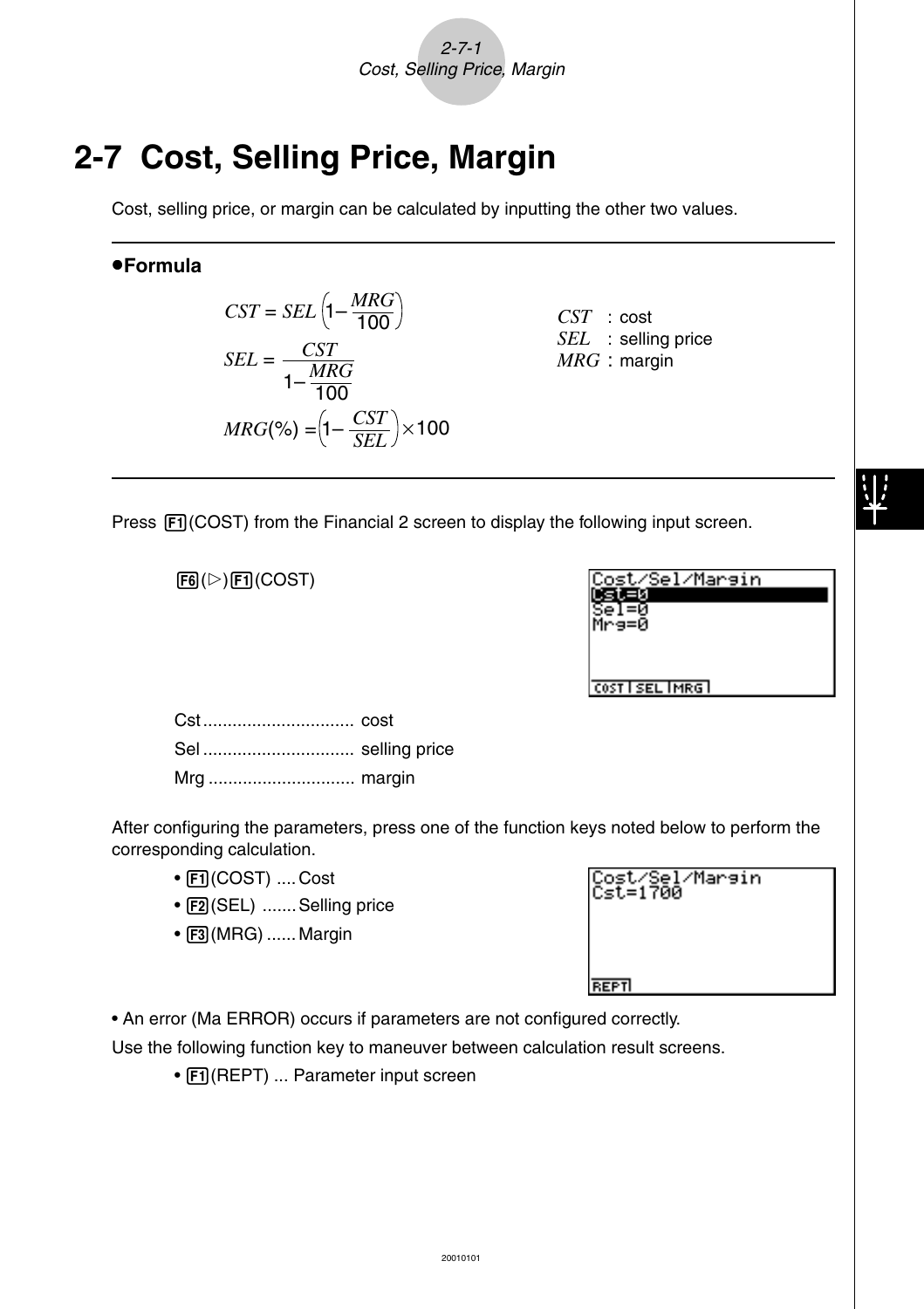# 2-7 Cost, Selling Price, Margin

Cost, selling price, or margin can be calculated by inputting the other two values.

---

**●Formula**

$$CST = SEL\left(1-\frac{MRG}{100}\right)$$

$$SEL = \frac{CST}{1-\frac{MRG}{100}}$$

$$MRG(\%) = \left(1-\frac{CST}{SEL}\right)\times 100$$

$CST$ : cost
$SEL$ : selling price
$MRG$ : margin

---

Press F1(COST) from the Financial 2 screen to display the following input screen.

F6(▷)F1(COST)

```
Cost/Sel/Margin
Cst=0
Sel=0
Mrg=0
COST SEL MRG
```

Cst ............................... cost
Sel ............................... selling price
Mrg .............................. margin

After configuring the parameters, press one of the function keys noted below to perform the corresponding calculation.

- F1(COST) .... Cost
- F2(SEL) ....... Selling price
- F3(MRG) ...... Margin

```
Cost/Sel/Margin
Cst=1700
REPT
```

• An error (Ma ERROR) occurs if parameters are not configured correctly.

Use the following function key to maneuver between calculation result screens.

- F1(REPT) ... Parameter input screen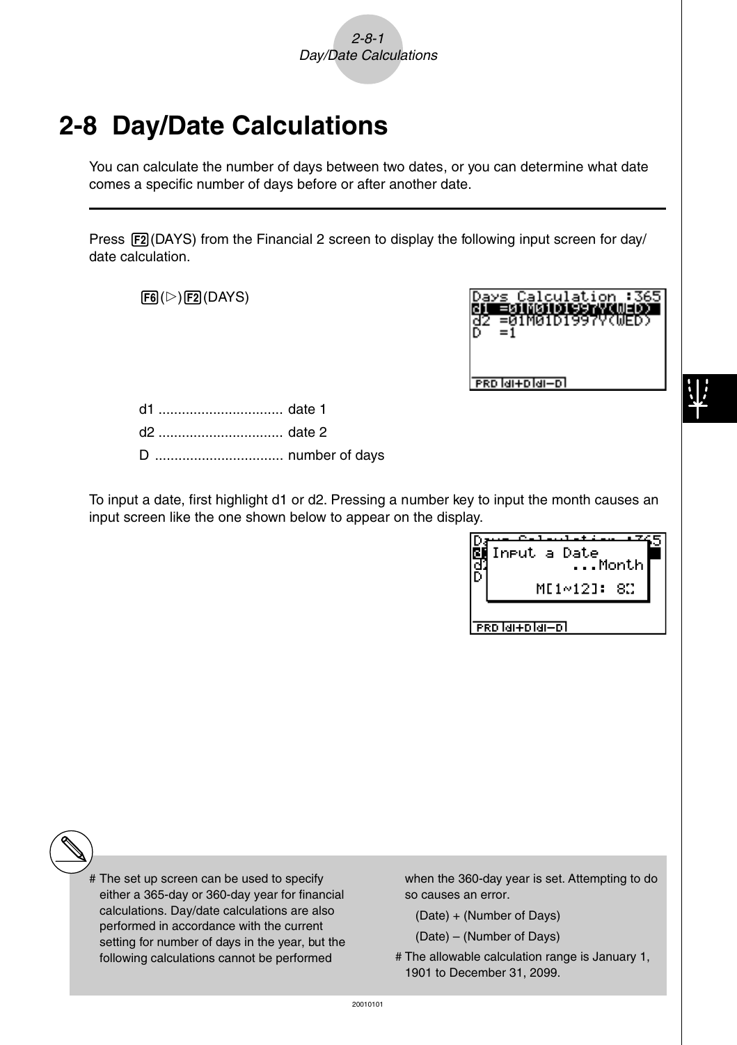# 2-8 Day/Date Calculations

You can calculate the number of days between two dates, or you can determine what date comes a specific number of days before or after another date.

---

Press F2(DAYS) from the Financial 2 screen to display the following input screen for day/date calculation.

F6(▷)F2(DAYS)

d1 ................................ date 1

d2 ................................ date 2

D ................................. number of days

To input a date, first highlight d1 or d2. Pressing a number key to input the month causes an input screen like the one shown below to appear on the display.

# The set up screen can be used to specify either a 365-day or 360-day year for financial calculations. Day/date calculations are also performed in accordance with the current setting for number of days in the year, but the following calculations cannot be performed when the 360-day year is set. Attempting to do so causes an error.

(Date) + (Number of Days)

(Date) – (Number of Days)

# The allowable calculation range is January 1, 1901 to December 31, 2099.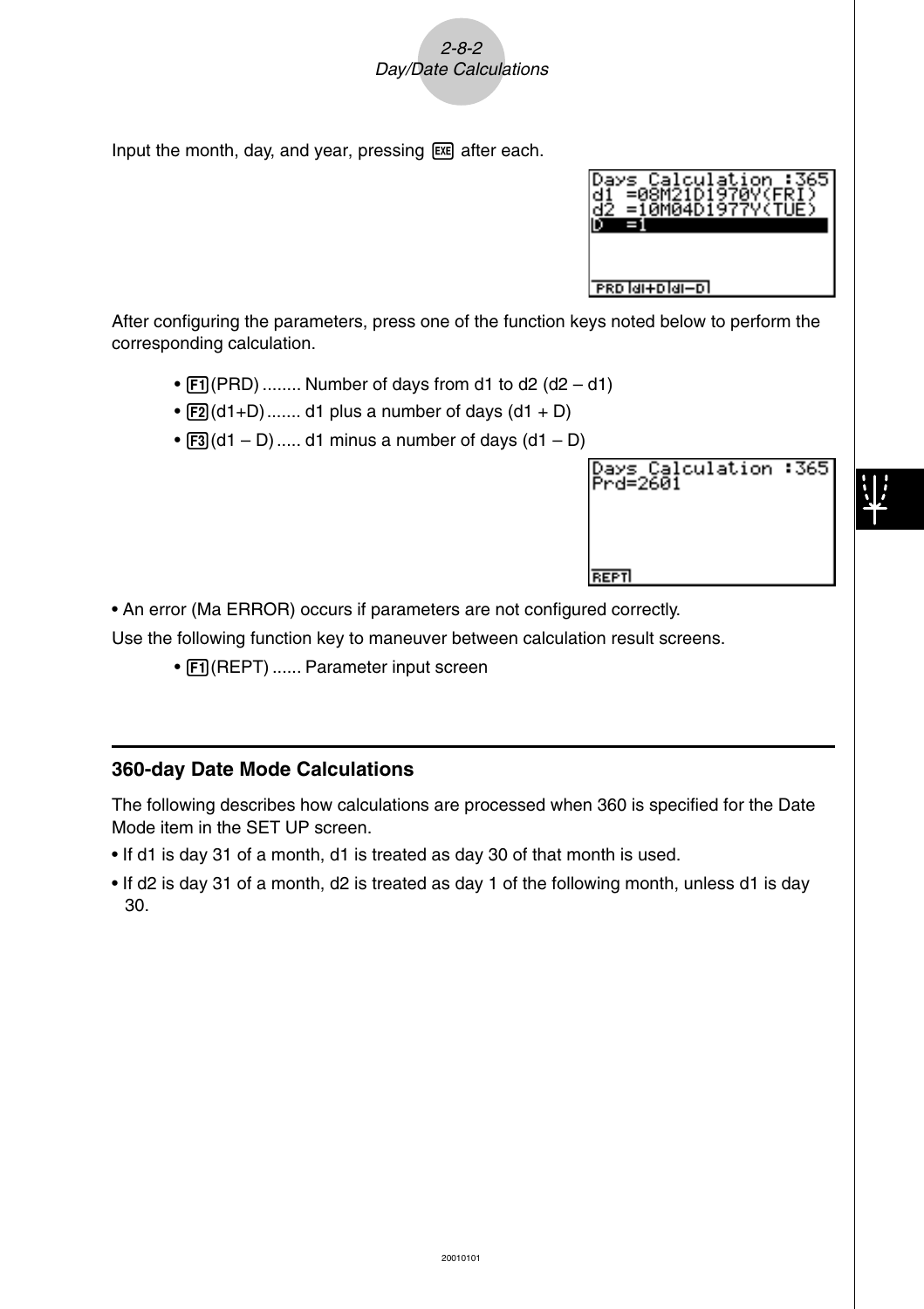Input the month, day, and year, pressing EXE after each.

```
Days Calculation :365
d1 =08M21D1970Y(FRI)
d2 =10M04D1977Y(TUE)
D  =1

PRD d1+D d1-D
```

After configuring the parameters, press one of the function keys noted below to perform the corresponding calculation.

- F1 (PRD) ........ Number of days from d1 to d2 (d2 – d1)
- F2 (d1+D) ....... d1 plus a number of days (d1 + D)
- F3 (d1 – D) ..... d1 minus a number of days (d1 – D)

```
Days Calculation :365
Prd=2601

REPT
```

- An error (Ma ERROR) occurs if parameters are not configured correctly.

Use the following function key to maneuver between calculation result screens.

- F1 (REPT) ...... Parameter input screen

## 360-day Date Mode Calculations

The following describes how calculations are processed when 360 is specified for the Date Mode item in the SET UP screen.

- If d1 is day 31 of a month, d1 is treated as day 30 of that month is used.
- If d2 is day 31 of a month, d2 is treated as day 1 of the following month, unless d1 is day 30.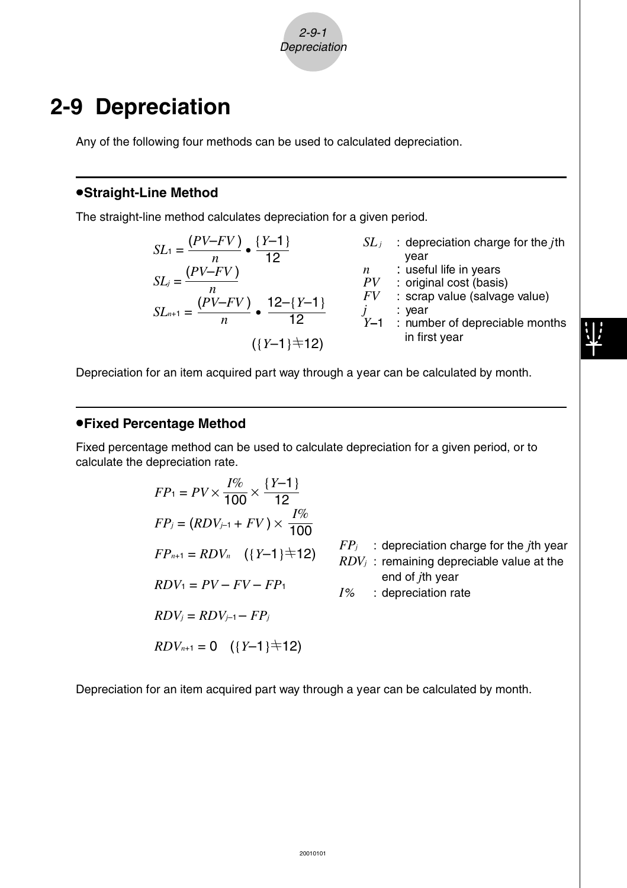# 2-9 Depreciation

Any of the following four methods can be used to calculated depreciation.

## • Straight-Line Method

The straight-line method calculates depreciation for a given period.

$$SL_1 = \frac{(PV - FV)}{n} \bullet \frac{\{Y-1\}}{12}$$

$$SL_j = \frac{(PV - FV)}{n}$$

$$SL_{n+1} = \frac{(PV - FV)}{n} \bullet \frac{12 - \{Y-1\}}{12}$$

$$(\{Y-1\} \neq 12)$$

$SL_j$ : depreciation charge for the $j$th year
$n$ : useful life in years
$PV$ : original cost (basis)
$FV$ : scrap value (salvage value)
$j$ : year
$Y-1$ : number of depreciable months in first year

Depreciation for an item acquired part way through a year can be calculated by month.

## • Fixed Percentage Method

Fixed percentage method can be used to calculate depreciation for a given period, or to calculate the depreciation rate.

$$FP_1 = PV \times \frac{I\%}{100} \times \frac{\{Y-1\}}{12}$$

$$FP_j = (RDV_{j-1} + FV) \times \frac{I\%}{100}$$

$$FP_{n+1} = RDV_n \quad (\{Y-1\} \neq 12)$$

$$RDV_1 = PV - FV - FP_1$$

$$RDV_j = RDV_{j-1} - FP_j$$

$$RDV_{n+1} = 0 \quad (\{Y-1\} \neq 12)$$

$FP_j$ : depreciation charge for the $j$th year
$RDV_j$ : remaining depreciable value at the end of $j$th year
$I\%$ : depreciation rate

Depreciation for an item acquired part way through a year can be calculated by month.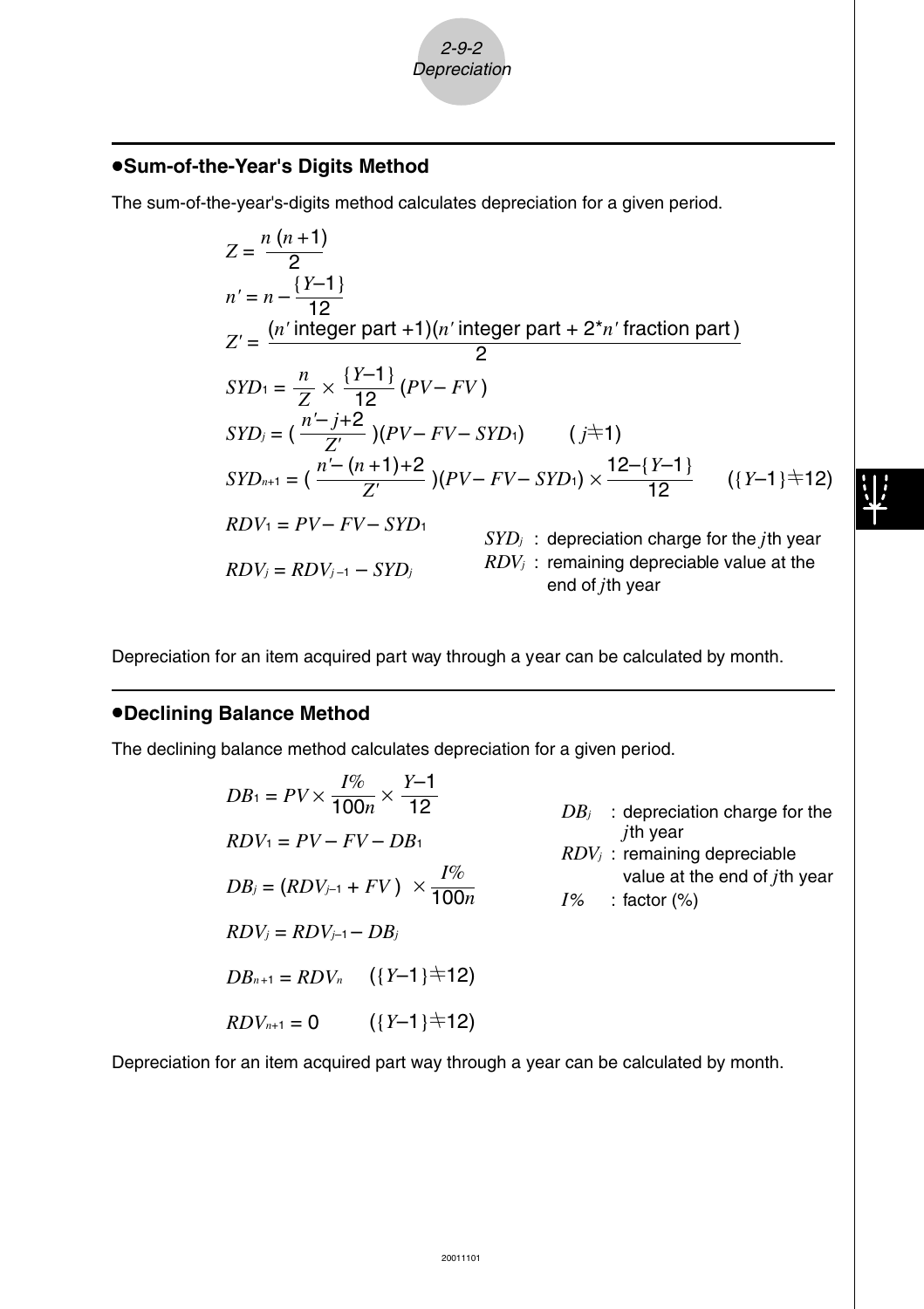## •Sum-of-the-Year's Digits Method

The sum-of-the-year's-digits method calculates depreciation for a given period.

$$Z = \frac{n\,(n+1)}{2}$$

$$n' = n - \frac{\{Y\text{–}1\}}{12}$$

$$Z' = \frac{(n' \text{ integer part } +1)(n' \text{ integer part } + 2 * n' \text{ fraction part})}{2}$$

$$SYD_1 = \frac{n}{Z} \times \frac{\{Y\text{–}1\}}{12}\,(PV - FV)$$

$$SYD_j = \left(\frac{n' - j + 2}{Z'}\right)(PV - FV - SYD_1) \qquad (j \neq 1)$$

$$SYD_{n+1} = \left(\frac{n' - (n+1) + 2}{Z'}\right)(PV - FV - SYD_1) \times \frac{12 - \{Y\text{–}1\}}{12} \qquad (\{Y\text{–}1\} \neq 12)$$

$$RDV_1 = PV - FV - SYD_1$$

$$RDV_j = RDV_{j-1} - SYD_j$$

$SYD_j$ : depreciation charge for the $j$th year
$RDV_j$ : remaining depreciable value at the end of $j$th year

Depreciation for an item acquired part way through a year can be calculated by month.

## •Declining Balance Method

The declining balance method calculates depreciation for a given period.

$$DB_1 = PV \times \frac{I\%}{100n} \times \frac{Y\text{–}1}{12}$$

$$RDV_1 = PV - FV - DB_1$$

$$DB_j = (RDV_{j-1} + FV) \times \frac{I\%}{100n}$$

$$RDV_j = RDV_{j-1} - DB_j$$

$$DB_{n+1} = RDV_n \qquad (\{Y\text{–}1\} \neq 12)$$

$$RDV_{n+1} = 0 \qquad (\{Y\text{–}1\} \neq 12)$$

$DB_j$ : depreciation charge for the $j$th year
$RDV_j$ : remaining depreciable value at the end of $j$th year
$I\%$ : factor (%)

Depreciation for an item acquired part way through a year can be calculated by month.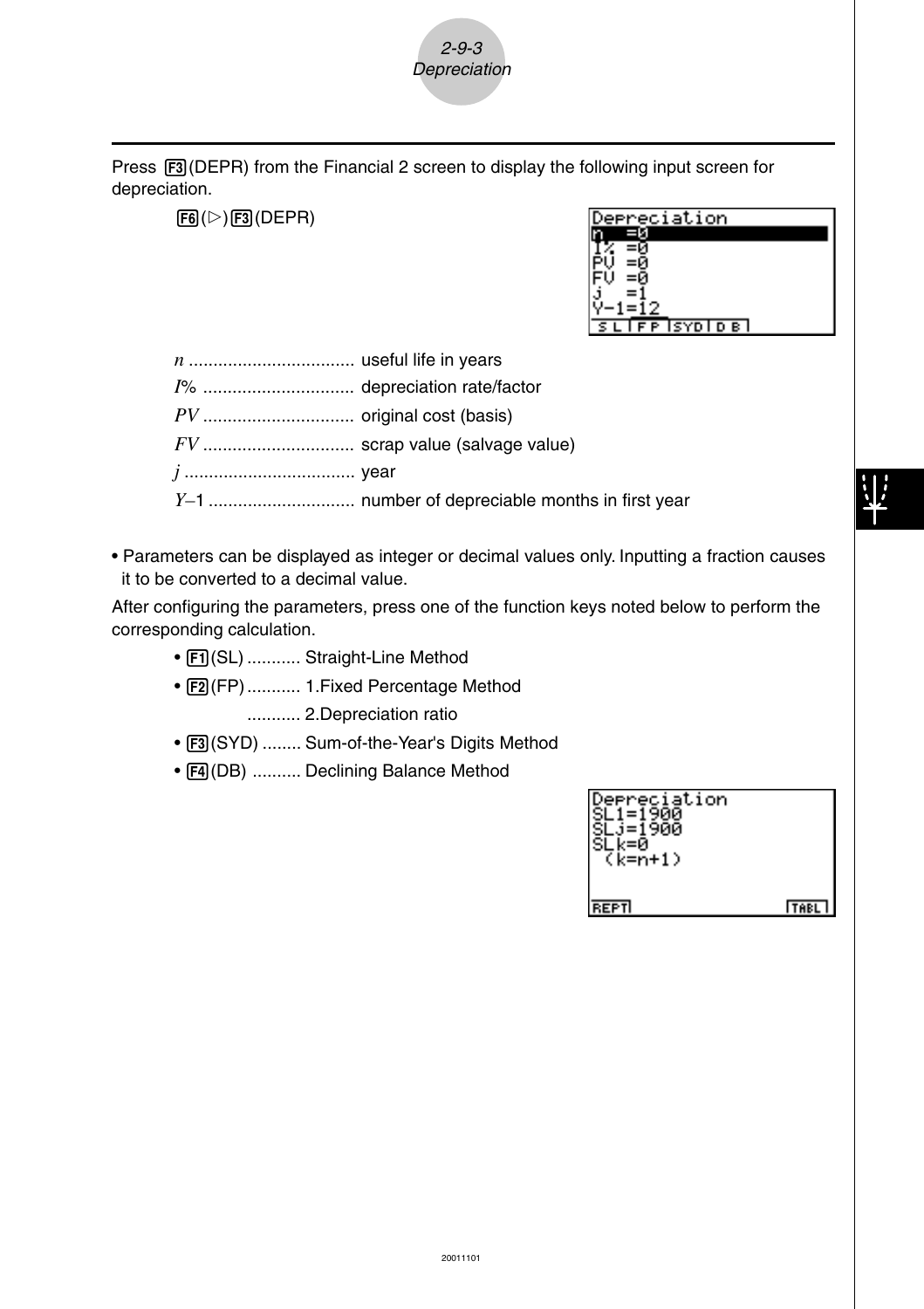Press F3(DEPR) from the Financial 2 screen to display the following input screen for depreciation.

F6(▷)F3(DEPR)

*n* .................................. useful life in years

*I*% ............................... depreciation rate/factor

*PV* ............................... original cost (basis)

*FV* ............................... scrap value (salvage value)

*j* ................................... year

*Y*–1 .............................. number of depreciable months in first year

- Parameters can be displayed as integer or decimal values only. Inputting a fraction causes it to be converted to a decimal value.

After configuring the parameters, press one of the function keys noted below to perform the corresponding calculation.

- F1(SL) ........... Straight-Line Method
- F2(FP) ........... 1.Fixed Percentage Method
  ........... 2.Depreciation ratio
- F3(SYD) ........ Sum-of-the-Year's Digits Method
- F4(DB) .......... Declining Balance Method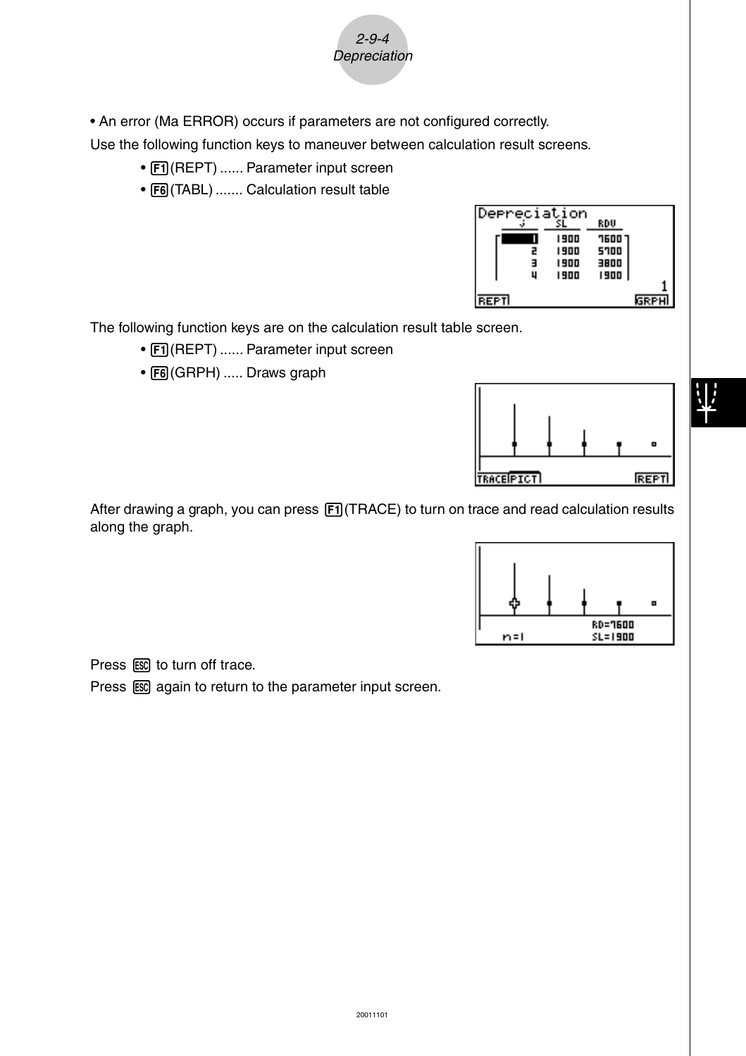• An error (Ma ERROR) occurs if parameters are not configured correctly.

Use the following function keys to maneuver between calculation result screens.

- F1(REPT) ...... Parameter input screen
- F6(TABL) ....... Calculation result table

The following function keys are on the calculation result table screen.

- F1(REPT) ...... Parameter input screen
- F6(GRPH) ..... Draws graph

After drawing a graph, you can press F1(TRACE) to turn on trace and read calculation results along the graph.

Press ESC to turn off trace.

Press ESC again to return to the parameter input screen.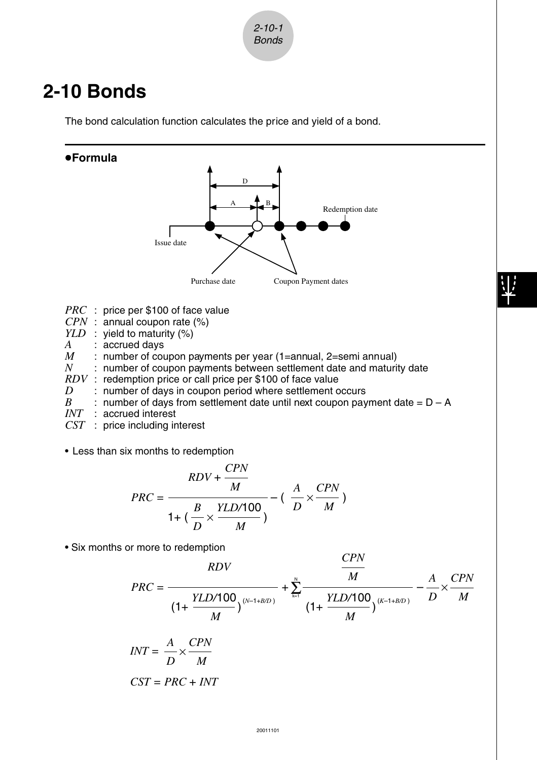# 2-10 Bonds

The bond calculation function calculates the price and yield of a bond.

**●Formula**

Issue date — Purchase date — Coupon Payment dates — Redemption date

- $PRC$ : price per \$100 of face value
- $CPN$ : annual coupon rate (%)
- $YLD$ : yield to maturity (%)
- $A$ : accrued days
- $M$ : number of coupon payments per year (1=annual, 2=semi annual)
- $N$ : number of coupon payments between settlement date and maturity date
- $RDV$ : redemption price or call price per \$100 of face value
- $D$ : number of days in coupon period where settlement occurs
- $B$ : number of days from settlement date until next coupon payment date = D – A
- $INT$ : accrued interest
- $CST$ : price including interest

• Less than six months to redemption

$$PRC = \frac{RDV + \dfrac{CPN}{M}}{1 + \left(\dfrac{B}{D} \times \dfrac{YLD/100}{M}\right)} - \left(\frac{A}{D} \times \frac{CPN}{M}\right)$$

• Six months or more to redemption

$$PRC = \frac{RDV}{\left(1 + \dfrac{YLD/100}{M}\right)^{(N-1+B/D)}} + \sum_{k=1}^{N} \frac{\dfrac{CPN}{M}}{\left(1 + \dfrac{YLD/100}{M}\right)^{(K-1+B/D)}} - \frac{A}{D} \times \frac{CPN}{M}$$

$$INT = \frac{A}{D} \times \frac{CPN}{M}$$

$$CST = PRC + INT$$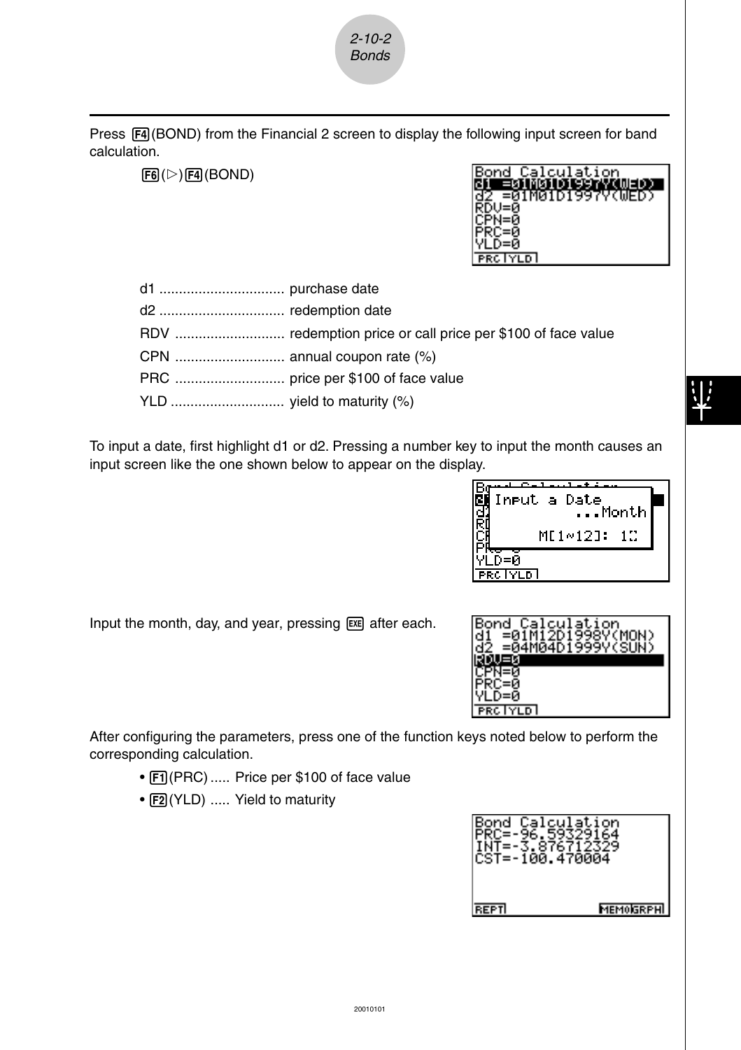Press F4(BOND) from the Financial 2 screen to display the following input screen for band calculation.

F6(▷)F4(BOND)

```
Bond Calculation
d1 =01M01D1997Y(WED)
d2 =01M01D1997Y(WED)
RDV=0
CPN=0
PRC=0
YLD=0
PRC YLD
```

d1 ................................ purchase date

d2 ................................ redemption date

RDV ............................ redemption price or call price per $100 of face value

CPN ............................ annual coupon rate (%)

PRC ............................ price per $100 of face value

YLD ............................. yield to maturity (%)

To input a date, first highlight d1 or d2. Pressing a number key to input the month causes an input screen like the one shown below to appear on the display.

```
Input a Date
      ...Month
  M[1~12]: 1
YLD=0
PRC YLD
```

Input the month, day, and year, pressing EXE after each.

```
Bond Calculation
d1 =01M12D1998Y(MON)
d2 =04M04D1999Y(SUN)
RDV=0
CPN=0
PRC=0
YLD=0
PRC YLD
```

After configuring the parameters, press one of the function keys noted below to perform the corresponding calculation.

- F1(PRC) ..... Price per $100 of face value
- F2(YLD) ..... Yield to maturity

```
Bond Calculation
PRC=-96.59329164
INT=-3.876712329
CST=-100.470004

REPT          MEMO GRPH
```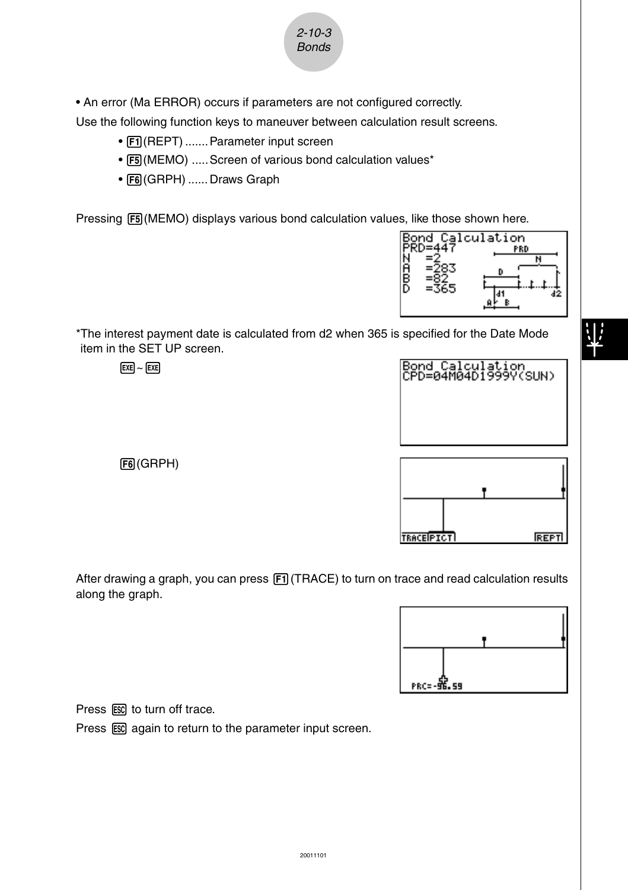• An error (Ma ERROR) occurs if parameters are not configured correctly.

Use the following function keys to maneuver between calculation result screens.

- F1 (REPT) ....... Parameter input screen
- F5 (MEMO) ..... Screen of various bond calculation values*
- F6 (GRPH) ...... Draws Graph

Pressing F5 (MEMO) displays various bond calculation values, like those shown here.

*The interest payment date is calculated from d2 when 365 is specified for the Date Mode item in the SET UP screen.

EXE ~ EXE

F6 (GRPH)

After drawing a graph, you can press F1 (TRACE) to turn on trace and read calculation results along the graph.

Press ESC to turn off trace.

Press ESC again to return to the parameter input screen.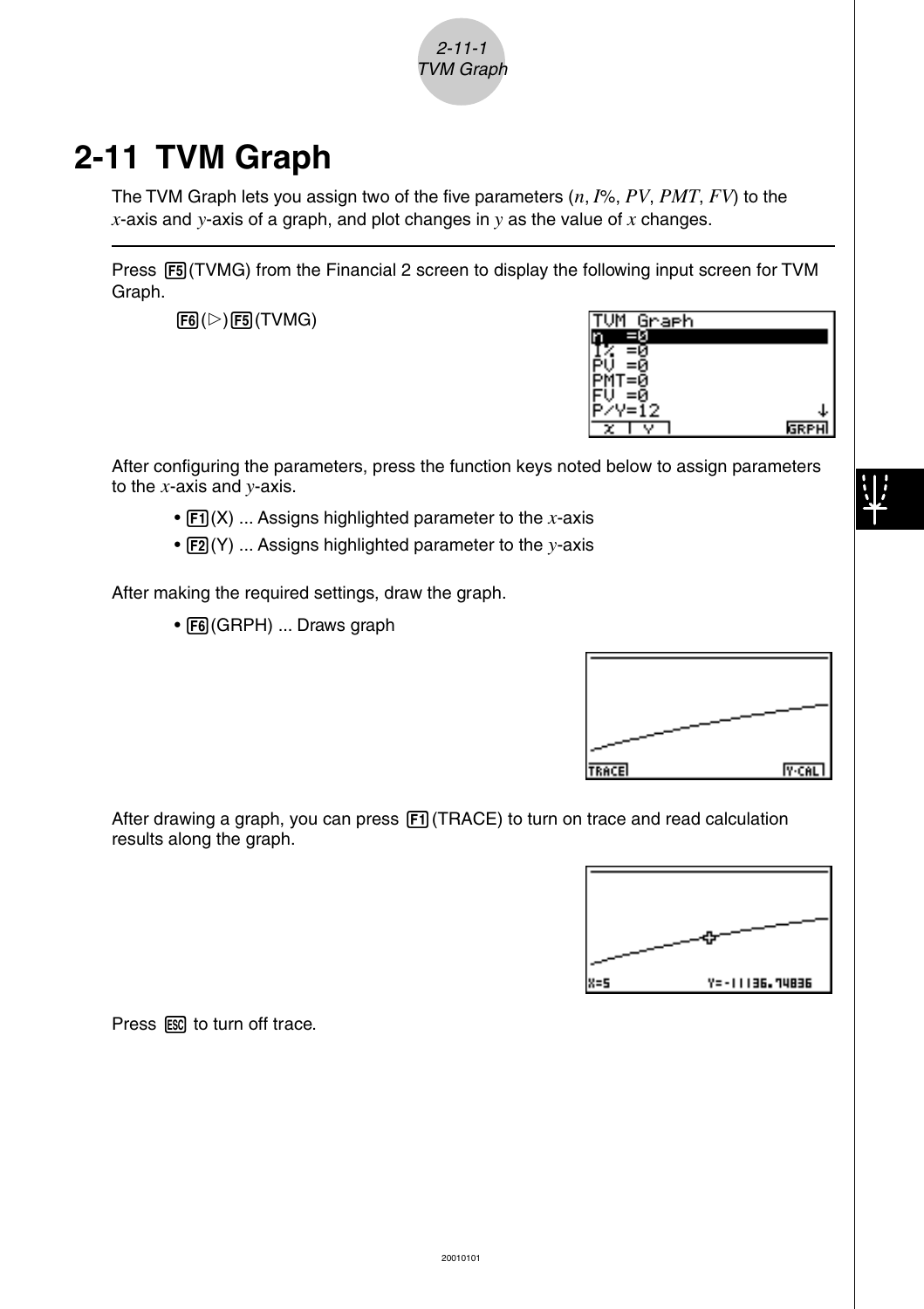# 2-11 TVM Graph

The TVM Graph lets you assign two of the five parameters ($n$, $I$%, $PV$, $PMT$, $FV$) to the $x$-axis and $y$-axis of a graph, and plot changes in $y$ as the value of $x$ changes.

---

Press F5(TVMG) from the Financial 2 screen to display the following input screen for TVM Graph.

F6(▷)F5(TVMG)

After configuring the parameters, press the function keys noted below to assign parameters to the $x$-axis and $y$-axis.

- F1(X) ... Assigns highlighted parameter to the $x$-axis
- F2(Y) ... Assigns highlighted parameter to the $y$-axis

After making the required settings, draw the graph.

- F6(GRPH) ... Draws graph

After drawing a graph, you can press F1(TRACE) to turn on trace and read calculation results along the graph.

Press ESC to turn off trace.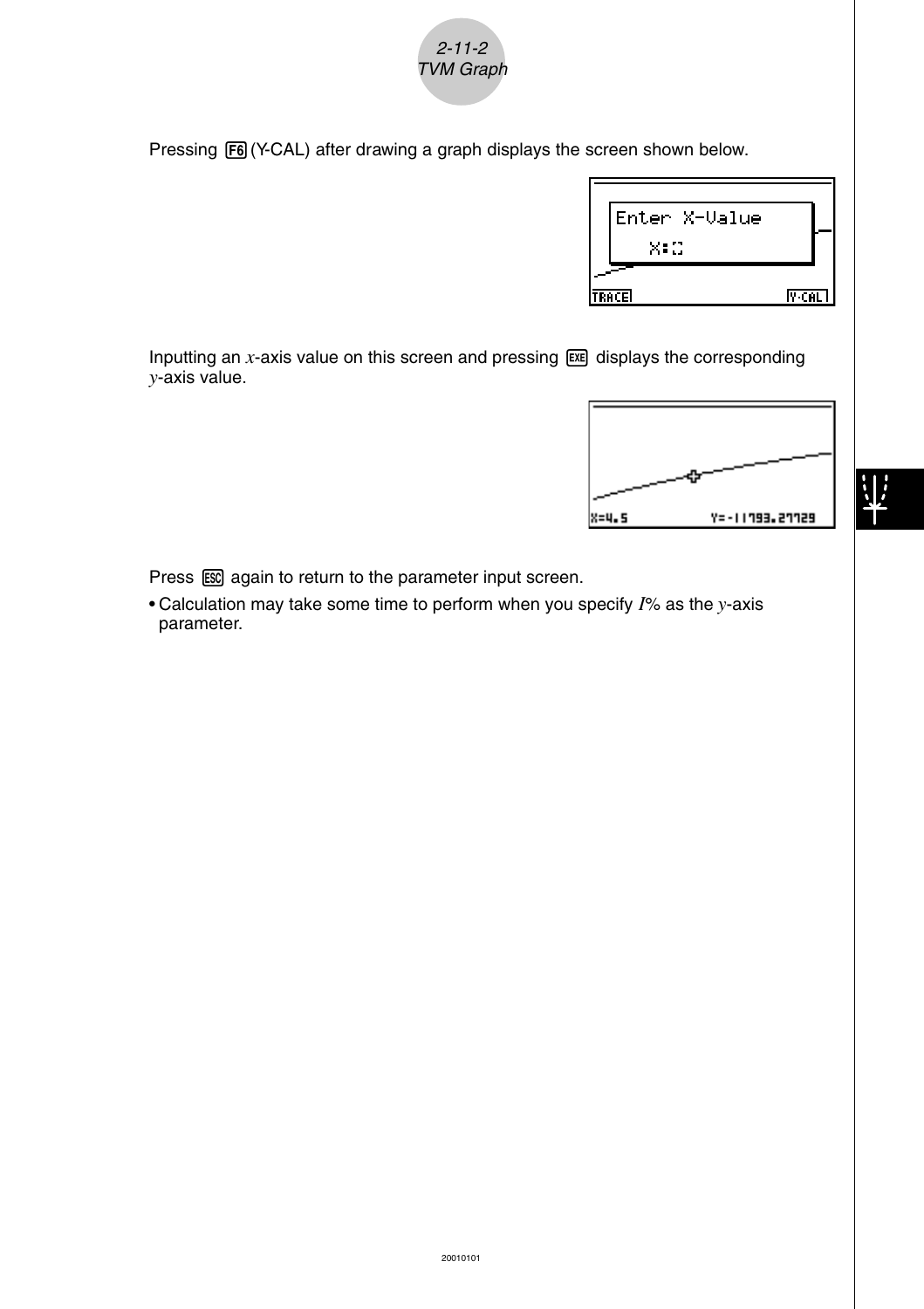Pressing F6 (Y-CAL) after drawing a graph displays the screen shown below.

Enter X-Value
X:

TRACE Y-CAL

Inputting an $x$-axis value on this screen and pressing EXE displays the corresponding $y$-axis value.

X=4.5 Y=-11793.27729

Press ESC again to return to the parameter input screen.

- Calculation may take some time to perform when you specify $I$% as the $y$-axis parameter.